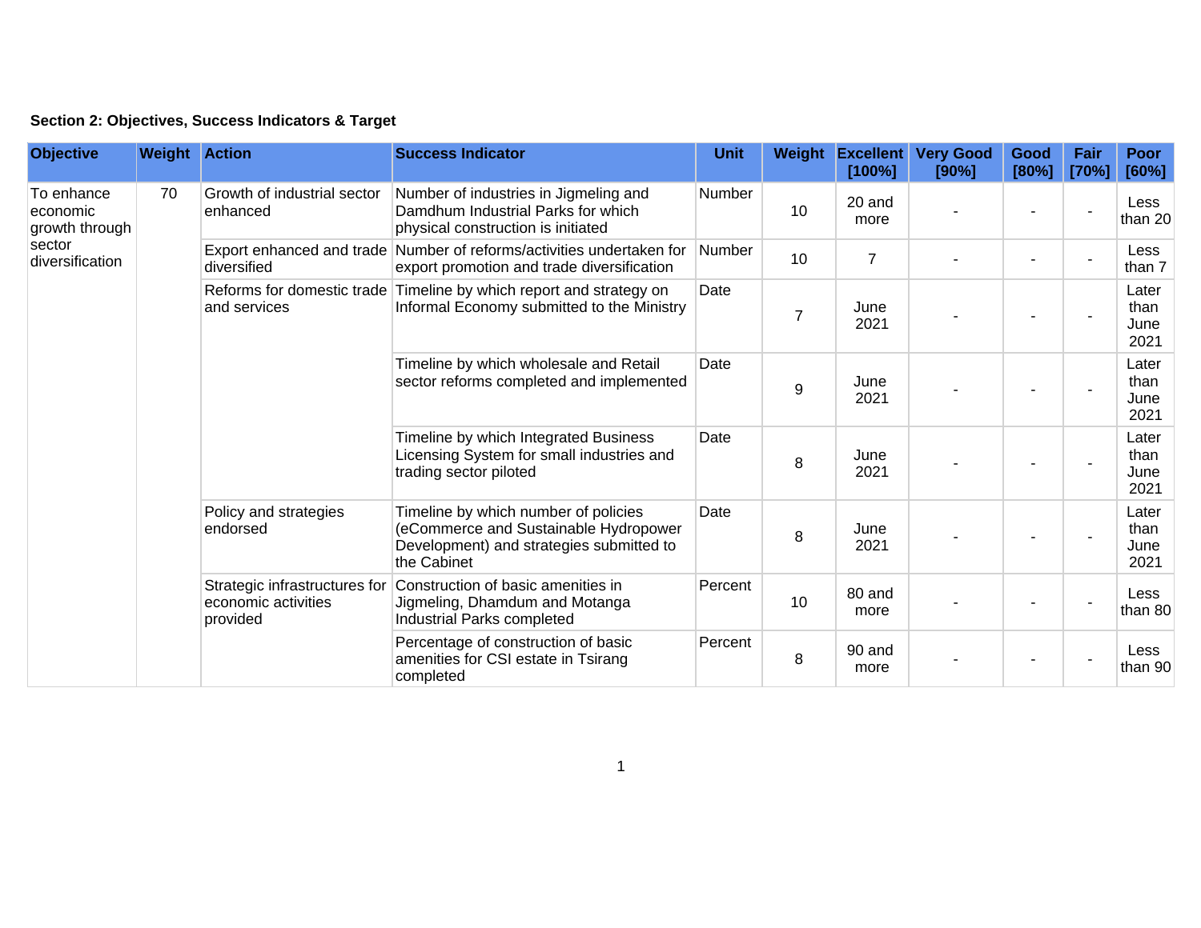**Section 2: Objectives, Success Indicators & Target**

| Objective | Weight | Action | Success Indicator | Unit | Weight | Excellent [100%] | Very Good [90%] | Good [80%] | Fair [70%] | Poor [60%] |
|---|---|---|---|---|---|---|---|---|---|---|
| To enhance economic growth through sector diversification | 70 | Growth of industrial sector enhanced | Number of industries in Jigmeling and Damdhum Industrial Parks for which physical construction is initiated | Number | 10 | 20 and more | - | - | - | Less than 20 |
| | | Export enhanced and trade diversified | Number of reforms/activities undertaken for export promotion and trade diversification | Number | 10 | 7 | - | - | - | Less than 7 |
| | | Reforms for domestic trade and services | Timeline by which report and strategy on Informal Economy submitted to the Ministry | Date | 7 | June 2021 | - | - | - | Later than June 2021 |
| | | | Timeline by which wholesale and Retail sector reforms completed and implemented | Date | 9 | June 2021 | - | - | - | Later than June 2021 |
| | | | Timeline by which Integrated Business Licensing System for small industries and trading sector piloted | Date | 8 | June 2021 | - | - | - | Later than June 2021 |
| | | Policy and strategies endorsed | Timeline by which number of policies (eCommerce and Sustainable Hydropower Development) and strategies submitted to the Cabinet | Date | 8 | June 2021 | - | - | - | Later than June 2021 |
| | | Strategic infrastructures for economic activities provided | Construction of basic amenities in Jigmeling, Dhamdum and Motanga Industrial Parks completed | Percent | 10 | 80 and more | - | - | - | Less than 80 |
| | | | Percentage of construction of basic amenities for CSI estate in Tsirang completed | Percent | 8 | 90 and more | - | - | - | Less than 90 |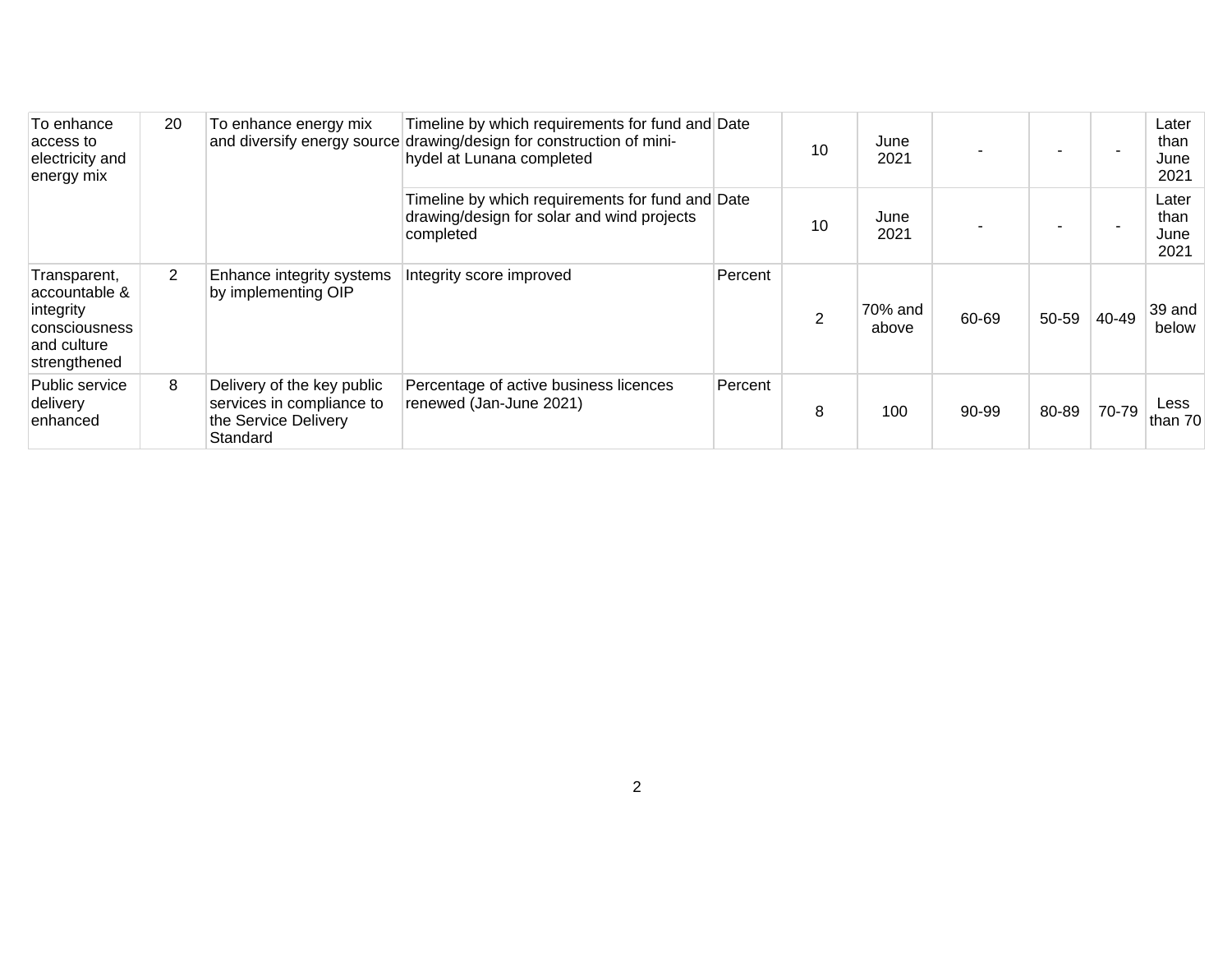| | | | | | | | | | | |
|---|---|---|---|---|---|---|---|---|---|---|
| To enhance access to electricity and energy mix | 20 | To enhance energy mix and diversify energy source | Timeline by which requirements for fund and drawing/design for construction of mini-hydel at Lunana completed | Date | 10 | June 2021 | - | - | - | Later than June 2021 |
| | | | Timeline by which requirements for fund and drawing/design for solar and wind projects completed | Date | 10 | June 2021 | - | - | - | Later than June 2021 |
| Transparent, accountable & integrity consciousness and culture strengthened | 2 | Enhance integrity systems by implementing OIP | Integrity score improved | Percent | 2 | 70% and above | 60-69 | 50-59 | 40-49 | 39 and below |
| Public service delivery enhanced | 8 | Delivery of the key public services in compliance to the Service Delivery Standard | Percentage of active business licences renewed (Jan-June 2021) | Percent | 8 | 100 | 90-99 | 80-89 | 70-79 | Less than 70 |